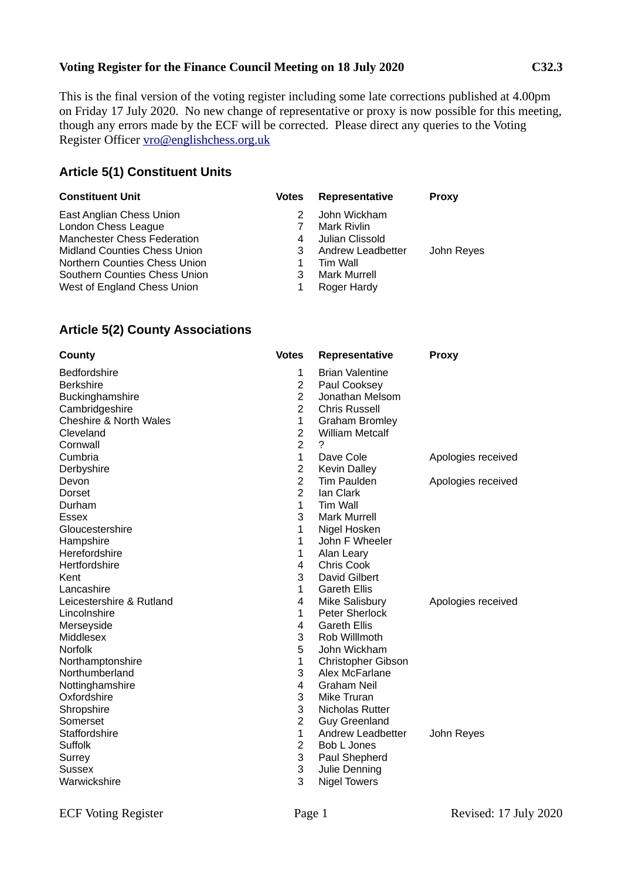**Voting Register for the Finance Council Meeting on 18 July 2020** **C32.3**

This is the final version of the voting register including some late corrections published at 4.00pm on Friday 17 July 2020. No new change of representative or proxy is now possible for this meeting, though any errors made by the ECF will be corrected. Please direct any queries to the Voting Register Officer vro@englishchess.org.uk

## Article 5(1) Constituent Units

| Constituent Unit | Votes | Representative | Proxy |
|---|---|---|---|
| East Anglian Chess Union | 2 | John Wickham | |
| London Chess League | 7 | Mark Rivlin | |
| Manchester Chess Federation | 4 | Julian Clissold | |
| Midland Counties Chess Union | 3 | Andrew Leadbetter | John Reyes |
| Northern Counties Chess Union | 1 | Tim Wall | |
| Southern Counties Chess Union | 3 | Mark Murrell | |
| West of England Chess Union | 1 | Roger Hardy | |

## Article 5(2) County Associations

| County | Votes | Representative | Proxy |
|---|---|---|---|
| Bedfordshire | 1 | Brian Valentine | |
| Berkshire | 2 | Paul Cooksey | |
| Buckinghamshire | 2 | Jonathan Melsom | |
| Cambridgeshire | 2 | Chris Russell | |
| Cheshire & North Wales | 1 | Graham Bromley | |
| Cleveland | 2 | William Metcalf | |
| Cornwall | 2 | ? | |
| Cumbria | 1 | Dave Cole | Apologies received |
| Derbyshire | 2 | Kevin Dalley | |
| Devon | 2 | Tim Paulden | Apologies received |
| Dorset | 2 | Ian Clark | |
| Durham | 1 | Tim Wall | |
| Essex | 3 | Mark Murrell | |
| Gloucestershire | 1 | Nigel Hosken | |
| Hampshire | 1 | John F Wheeler | |
| Herefordshire | 1 | Alan Leary | |
| Hertfordshire | 4 | Chris Cook | |
| Kent | 3 | David Gilbert | |
| Lancashire | 1 | Gareth Ellis | |
| Leicestershire & Rutland | 4 | Mike Salisbury | Apologies received |
| Lincolnshire | 1 | Peter Sherlock | |
| Merseyside | 4 | Gareth Ellis | |
| Middlesex | 3 | Rob Willmoth | |
| Norfolk | 5 | John Wickham | |
| Northamptonshire | 1 | Christopher Gibson | |
| Northumberland | 3 | Alex McFarlane | |
| Nottinghamshire | 4 | Graham Neil | |
| Oxfordshire | 3 | Mike Truran | |
| Shropshire | 3 | Nicholas Rutter | |
| Somerset | 2 | Guy Greenland | |
| Staffordshire | 1 | Andrew Leadbetter | John Reyes |
| Suffolk | 2 | Bob L Jones | |
| Surrey | 3 | Paul Shepherd | |
| Sussex | 3 | Julie Denning | |
| Warwickshire | 3 | Nigel Towers | |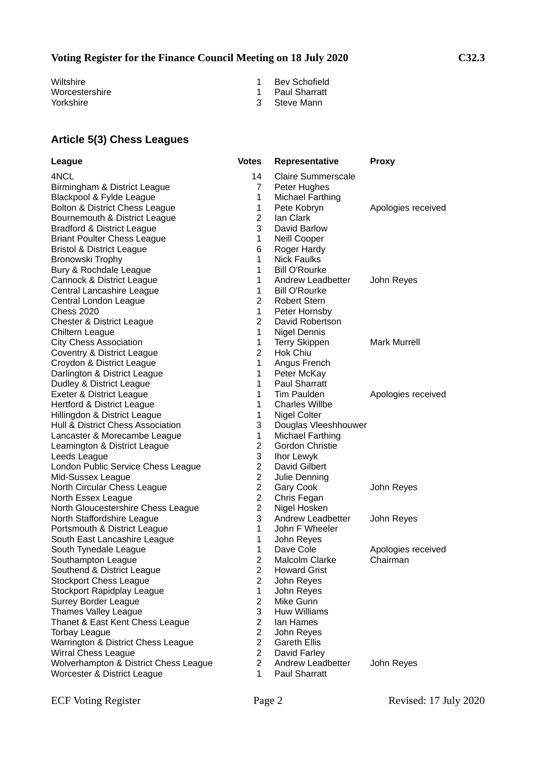| | | |
|---|---|---|
| Wiltshire | 1 | Bev Schofield |
| Worcestershire | 1 | Paul Sharratt |
| Yorkshire | 3 | Steve Mann |

## Article 5(3) Chess Leagues

| League | Votes | Representative | Proxy |
|---|---|---|---|
| 4NCL | 14 | Claire Summerscale | |
| Birmingham & District League | 7 | Peter Hughes | |
| Blackpool & Fylde League | 1 | Michael Farthing | |
| Bolton & District Chess League | 1 | Pete Kobryn | Apologies received |
| Bournemouth & District League | 2 | Ian Clark | |
| Bradford & District League | 3 | David Barlow | |
| Briant Poulter Chess League | 1 | Neill Cooper | |
| Bristol & District League | 6 | Roger Hardy | |
| Bronowski Trophy | 1 | Nick Faulks | |
| Bury & Rochdale League | 1 | Bill O'Rourke | |
| Cannock & District League | 1 | Andrew Leadbetter | John Reyes |
| Central Lancashire League | 1 | Bill O'Rourke | |
| Central London League | 2 | Robert Stern | |
| Chess 2020 | 1 | Peter Hornsby | |
| Chester & District League | 2 | David Robertson | |
| Chiltern League | 1 | Nigel Dennis | |
| City Chess Association | 1 | Terry Skippen | Mark Murrell |
| Coventry & District League | 2 | Hok Chiu | |
| Croydon & District League | 1 | Angus French | |
| Darlington & District League | 1 | Peter McKay | |
| Dudley & District League | 1 | Paul Sharratt | |
| Exeter & District League | 1 | Tim Paulden | Apologies received |
| Hertford & District League | 1 | Charles Willbe | |
| Hillingdon & District League | 1 | Nigel Colter | |
| Hull & District Chess Association | 3 | Douglas Vleeshhouwer | |
| Lancaster & Morecambe League | 1 | Michael Farthing | |
| Leamington & District League | 2 | Gordon Christie | |
| Leeds League | 3 | Ihor Lewyk | |
| London Public Service Chess League | 2 | David Gilbert | |
| Mid-Sussex League | 2 | Julie Denning | |
| North Circular Chess League | 2 | Gary Cook | John Reyes |
| North Essex League | 2 | Chris Fegan | |
| North Gloucestershire Chess League | 2 | Nigel Hosken | |
| North Staffordshire League | 3 | Andrew Leadbetter | John Reyes |
| Portsmouth & District League | 1 | John F Wheeler | |
| South East Lancashire League | 1 | John Reyes | |
| South Tynedale League | 1 | Dave Cole | Apologies received |
| Southampton League | 2 | Malcolm Clarke | Chairman |
| Southend & District League | 2 | Howard Grist | |
| Stockport Chess League | 2 | John Reyes | |
| Stockport Rapidplay League | 1 | John Reyes | |
| Surrey Border League | 2 | Mike Gunn | |
| Thames Valley League | 3 | Huw Williams | |
| Thanet & East Kent Chess League | 2 | Ian Hames | |
| Torbay League | 2 | John Reyes | |
| Warrington & District Chess League | 2 | Gareth Ellis | |
| Wirral Chess League | 2 | David Farley | |
| Wolverhampton & District Chess League | 2 | Andrew Leadbetter | John Reyes |
| Worcester & District League | 1 | Paul Sharratt | |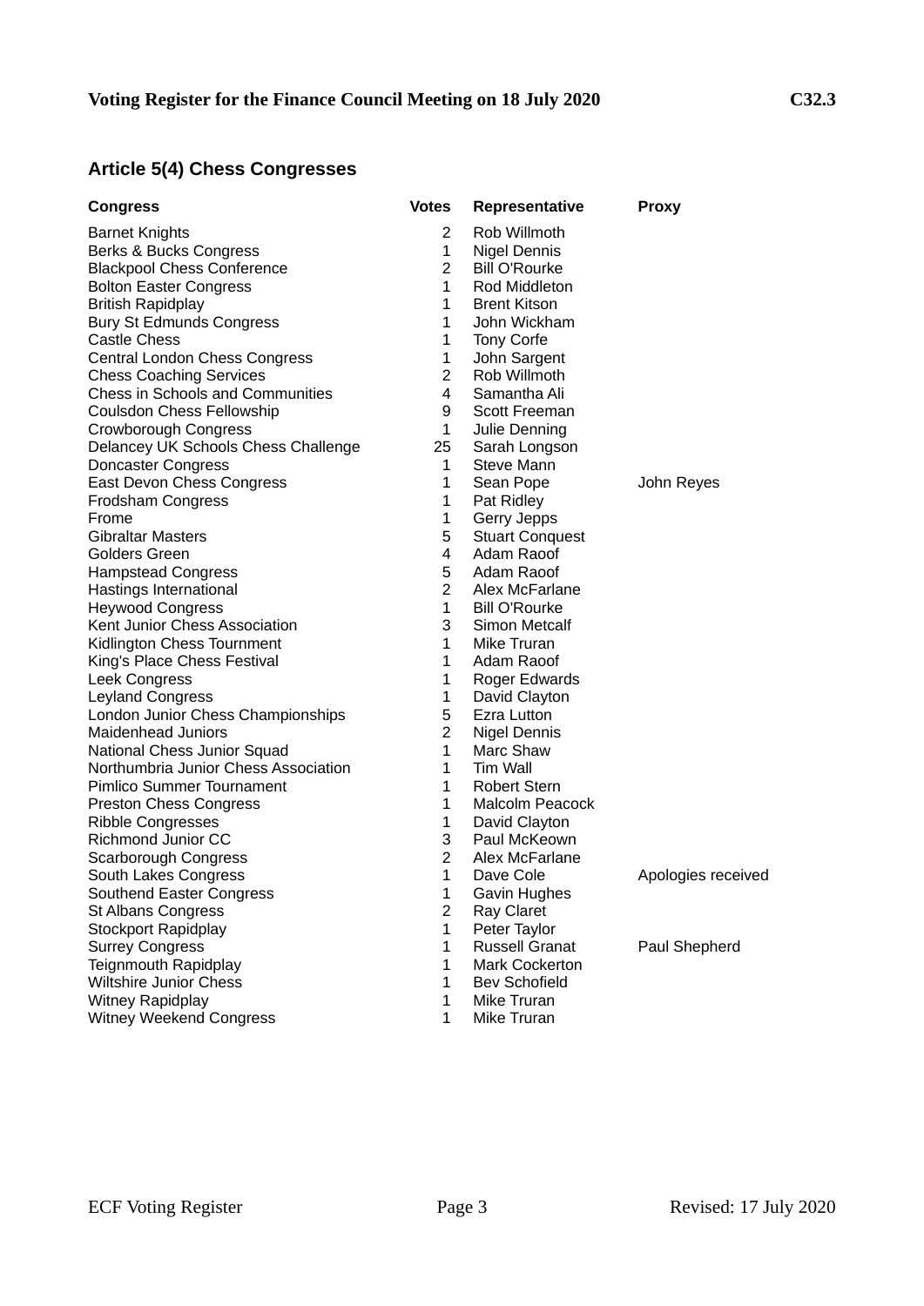**Voting Register for the Finance Council Meeting on 18 July 2020** **C32.3**

## Article 5(4) Chess Congresses

| Congress | Votes | Representative | Proxy |
|---|---|---|---|
| Barnet Knights | 2 | Rob Willmoth | |
| Berks & Bucks Congress | 1 | Nigel Dennis | |
| Blackpool Chess Conference | 2 | Bill O'Rourke | |
| Bolton Easter Congress | 1 | Rod Middleton | |
| British Rapidplay | 1 | Brent Kitson | |
| Bury St Edmunds Congress | 1 | John Wickham | |
| Castle Chess | 1 | Tony Corfe | |
| Central London Chess Congress | 1 | John Sargent | |
| Chess Coaching Services | 2 | Rob Willmoth | |
| Chess in Schools and Communities | 4 | Samantha Ali | |
| Coulsdon Chess Fellowship | 9 | Scott Freeman | |
| Crowborough Congress | 1 | Julie Denning | |
| Delancey UK Schools Chess Challenge | 25 | Sarah Longson | |
| Doncaster Congress | 1 | Steve Mann | |
| East Devon Chess Congress | 1 | Sean Pope | John Reyes |
| Frodsham Congress | 1 | Pat Ridley | |
| Frome | 1 | Gerry Jepps | |
| Gibraltar Masters | 5 | Stuart Conquest | |
| Golders Green | 4 | Adam Raoof | |
| Hampstead Congress | 5 | Adam Raoof | |
| Hastings International | 2 | Alex McFarlane | |
| Heywood Congress | 1 | Bill O'Rourke | |
| Kent Junior Chess Association | 3 | Simon Metcalf | |
| Kidlington Chess Tournment | 1 | Mike Truran | |
| King's Place Chess Festival | 1 | Adam Raoof | |
| Leek Congress | 1 | Roger Edwards | |
| Leyland Congress | 1 | David Clayton | |
| London Junior Chess Championships | 5 | Ezra Lutton | |
| Maidenhead Juniors | 2 | Nigel Dennis | |
| National Chess Junior Squad | 1 | Marc Shaw | |
| Northumbria Junior Chess Association | 1 | Tim Wall | |
| Pimlico Summer Tournament | 1 | Robert Stern | |
| Preston Chess Congress | 1 | Malcolm Peacock | |
| Ribble Congresses | 1 | David Clayton | |
| Richmond Junior CC | 3 | Paul McKeown | |
| Scarborough Congress | 2 | Alex McFarlane | |
| South Lakes Congress | 1 | Dave Cole | Apologies received |
| Southend Easter Congress | 1 | Gavin Hughes | |
| St Albans Congress | 2 | Ray Claret | |
| Stockport Rapidplay | 1 | Peter Taylor | |
| Surrey Congress | 1 | Russell Granat | Paul Shepherd |
| Teignmouth Rapidplay | 1 | Mark Cockerton | |
| Wiltshire Junior Chess | 1 | Bev Schofield | |
| Witney Rapidplay | 1 | Mike Truran | |
| Witney Weekend Congress | 1 | Mike Truran | |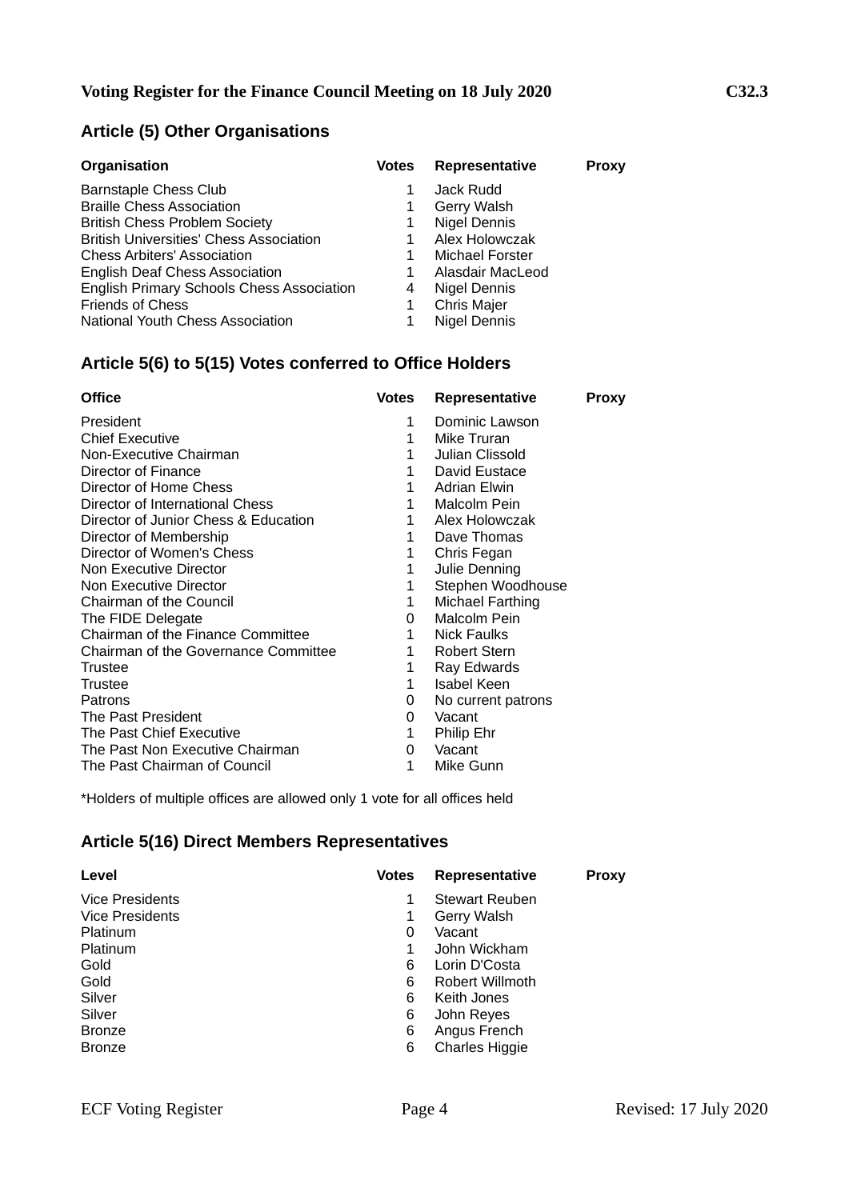## Article (5) Other Organisations

| Organisation | Votes | Representative | Proxy |
|---|---|---|---|
| Barnstaple Chess Club | 1 | Jack Rudd | |
| Braille Chess Association | 1 | Gerry Walsh | |
| British Chess Problem Society | 1 | Nigel Dennis | |
| British Universities' Chess Association | 1 | Alex Holowczak | |
| Chess Arbiters' Association | 1 | Michael Forster | |
| English Deaf Chess Association | 1 | Alasdair MacLeod | |
| English Primary Schools Chess Association | 4 | Nigel Dennis | |
| Friends of Chess | 1 | Chris Majer | |
| National Youth Chess Association | 1 | Nigel Dennis | |

## Article 5(6) to 5(15) Votes conferred to Office Holders

| Office | Votes | Representative | Proxy |
|---|---|---|---|
| President | 1 | Dominic Lawson | |
| Chief Executive | 1 | Mike Truran | |
| Non-Executive Chairman | 1 | Julian Clissold | |
| Director of Finance | 1 | David Eustace | |
| Director of Home Chess | 1 | Adrian Elwin | |
| Director of International Chess | 1 | Malcolm Pein | |
| Director of Junior Chess & Education | 1 | Alex Holowczak | |
| Director of Membership | 1 | Dave Thomas | |
| Director of Women's Chess | 1 | Chris Fegan | |
| Non Executive Director | 1 | Julie Denning | |
| Non Executive Director | 1 | Stephen Woodhouse | |
| Chairman of the Council | 1 | Michael Farthing | |
| The FIDE Delegate | 0 | Malcolm Pein | |
| Chairman of the Finance Committee | 1 | Nick Faulks | |
| Chairman of the Governance Committee | 1 | Robert Stern | |
| Trustee | 1 | Ray Edwards | |
| Trustee | 1 | Isabel Keen | |
| Patrons | 0 | No current patrons | |
| The Past President | 0 | Vacant | |
| The Past Chief Executive | 1 | Philip Ehr | |
| The Past Non Executive Chairman | 0 | Vacant | |
| The Past Chairman of Council | 1 | Mike Gunn | |

*Holders of multiple offices are allowed only 1 vote for all offices held

## Article 5(16) Direct Members Representatives

| Level | Votes | Representative | Proxy |
|---|---|---|---|
| Vice Presidents | 1 | Stewart Reuben | |
| Vice Presidents | 1 | Gerry Walsh | |
| Platinum | 0 | Vacant | |
| Platinum | 1 | John Wickham | |
| Gold | 6 | Lorin D'Costa | |
| Gold | 6 | Robert Willmoth | |
| Silver | 6 | Keith Jones | |
| Silver | 6 | John Reyes | |
| Bronze | 6 | Angus French | |
| Bronze | 6 | Charles Higgie | |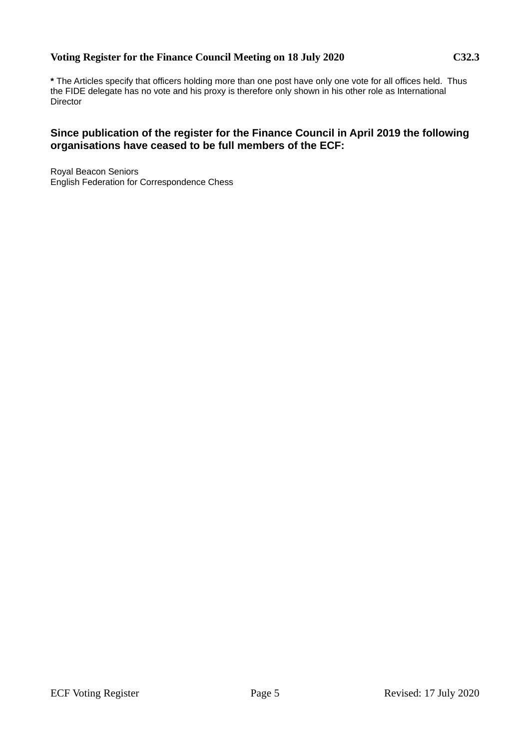**Voting Register for the Finance Council Meeting on 18 July 2020 C32.3**

**\*** The Articles specify that officers holding more than one post have only one vote for all offices held. Thus the FIDE delegate has no vote and his proxy is therefore only shown in his other role as International Director

## Since publication of the register for the Finance Council in April 2019 the following organisations have ceased to be full members of the ECF:

Royal Beacon Seniors
English Federation for Correspondence Chess